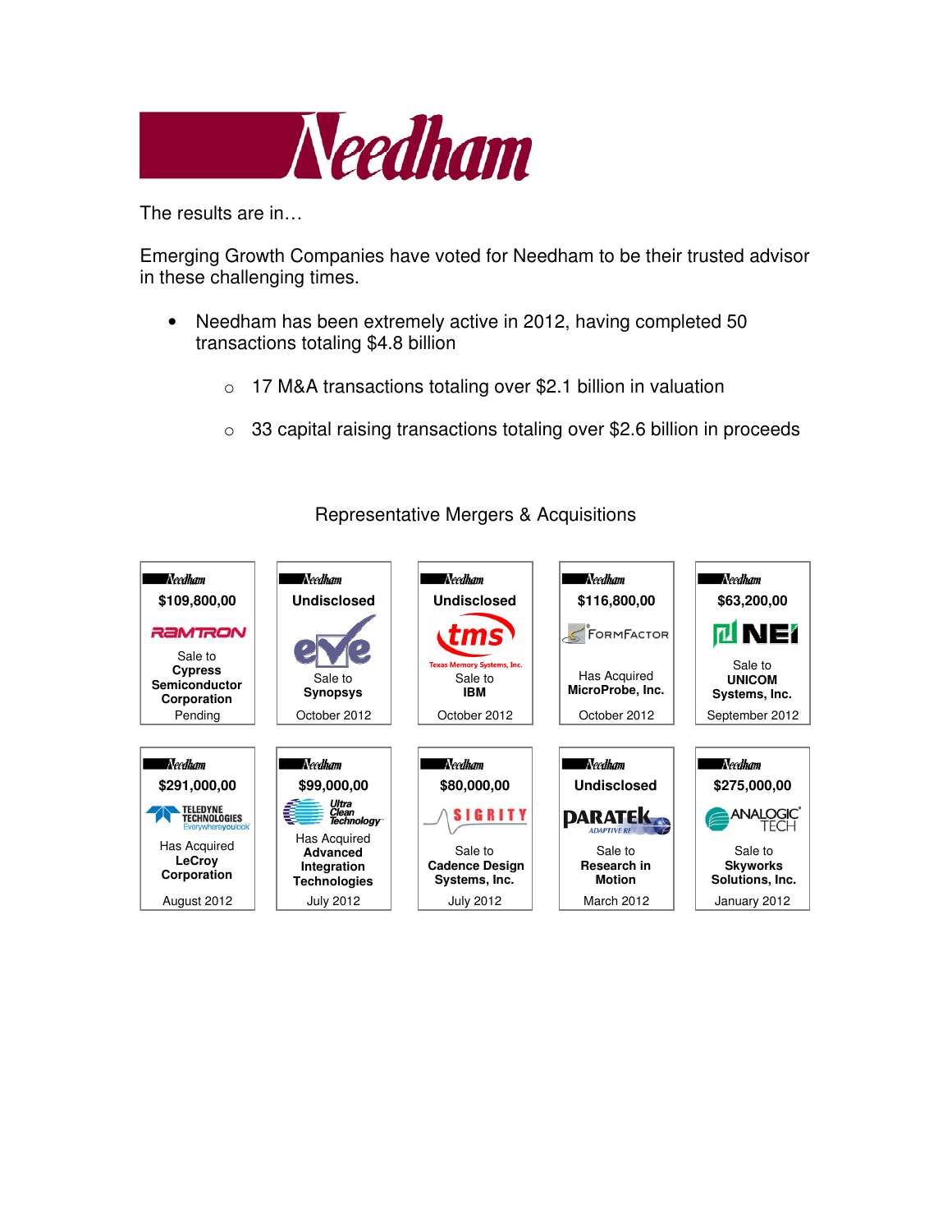# Needham

The results are in…

Emerging Growth Companies have voted for Needham to be their trusted advisor in these challenging times.

- Needham has been extremely active in 2012, having completed 50 transactions totaling $4.8 billion
  - 17 M&A transactions totaling over $2.1 billion in valuation
  - 33 capital raising transactions totaling over $2.6 billion in proceeds

## Representative Mergers & Acquisitions

| Value | Company | Transaction | Date |
|---|---|---|---|
| $109,800,00 | RAMTRON | Sale to **Cypress Semiconductor Corporation** | Pending |
| Undisclosed | eve | Sale to **Synopsys** | October 2012 |
| Undisclosed | tms (Texas Memory Systems, Inc.) | Sale to **IBM** | October 2012 |
| $116,800,00 | FormFactor | Has Acquired **MicroProbe, Inc.** | October 2012 |
| $63,200,00 | NEI | Sale to **UNICOM Systems, Inc.** | September 2012 |
| $291,000,00 | Teledyne Technologies | Has Acquired **LeCroy Corporation** | August 2012 |
| $99,000,00 | Ultra Clean Technology | Has Acquired **Advanced Integration Technologies** | July 2012 |
| $80,000,00 | SIGRITY | Sale to **Cadence Design Systems, Inc.** | July 2012 |
| Undisclosed | PARATEK Adaptive RF | Sale to **Research in Motion** | March 2012 |
| $275,000,00 | Analogic Tech | Sale to **Skyworks Solutions, Inc.** | January 2012 |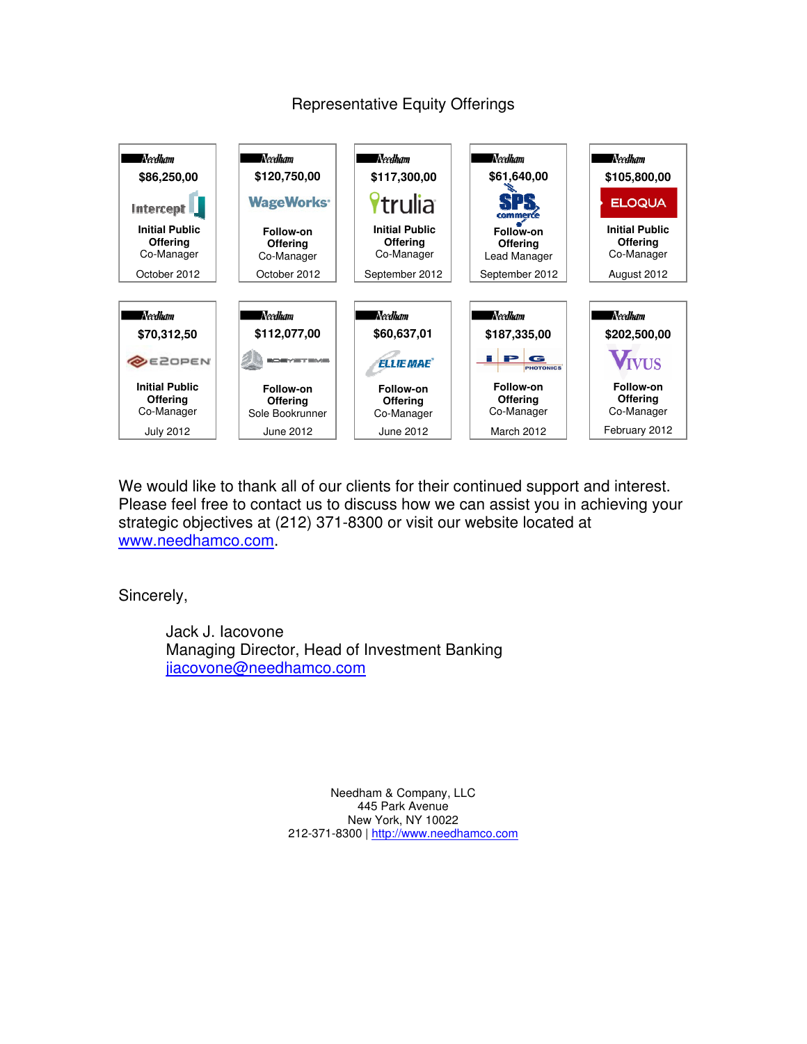Representative Equity Offerings

| | | | | |
|---|---|---|---|---|
| Needham<br>$86,250,00<br>Intercept<br>**Initial Public Offering**<br>Co-Manager<br>October 2012 | Needham<br>$120,750,00<br>WageWorks<br>**Follow-on Offering**<br>Co-Manager<br>October 2012 | Needham<br>$117,300,00<br>trulia<br>**Initial Public Offering**<br>Co-Manager<br>September 2012 | Needham<br>$61,640,00<br>SPS commerce<br>**Follow-on Offering**<br>Lead Manager<br>September 2012 | Needham<br>$105,800,00<br>ELOQUA<br>**Initial Public Offering**<br>Co-Manager<br>August 2012 |
| Needham<br>$70,312,50<br>E2OPEN<br>**Initial Public Offering**<br>Co-Manager<br>July 2012 | Needham<br>$112,077,00<br>3D SYSTEMS<br>**Follow-on Offering**<br>Sole Bookrunner<br>June 2012 | Needham<br>$60,637,01<br>ELLIE MAE<br>**Follow-on Offering**<br>Co-Manager<br>June 2012 | Needham<br>$187,335,00<br>IPG PHOTONICS<br>**Follow-on Offering**<br>Co-Manager<br>March 2012 | Needham<br>$202,500,00<br>VIVUS<br>**Follow-on Offering**<br>Co-Manager<br>February 2012 |

We would like to thank all of our clients for their continued support and interest. Please feel free to contact us to discuss how we can assist you in achieving your strategic objectives at (212) 371-8300 or visit our website located at www.needhamco.com.

Sincerely,

Jack J. Iacovone
Managing Director, Head of Investment Banking
jiacovone@needhamco.com

Needham & Company, LLC
445 Park Avenue
New York, NY 10022
212-371-8300 | http://www.needhamco.com